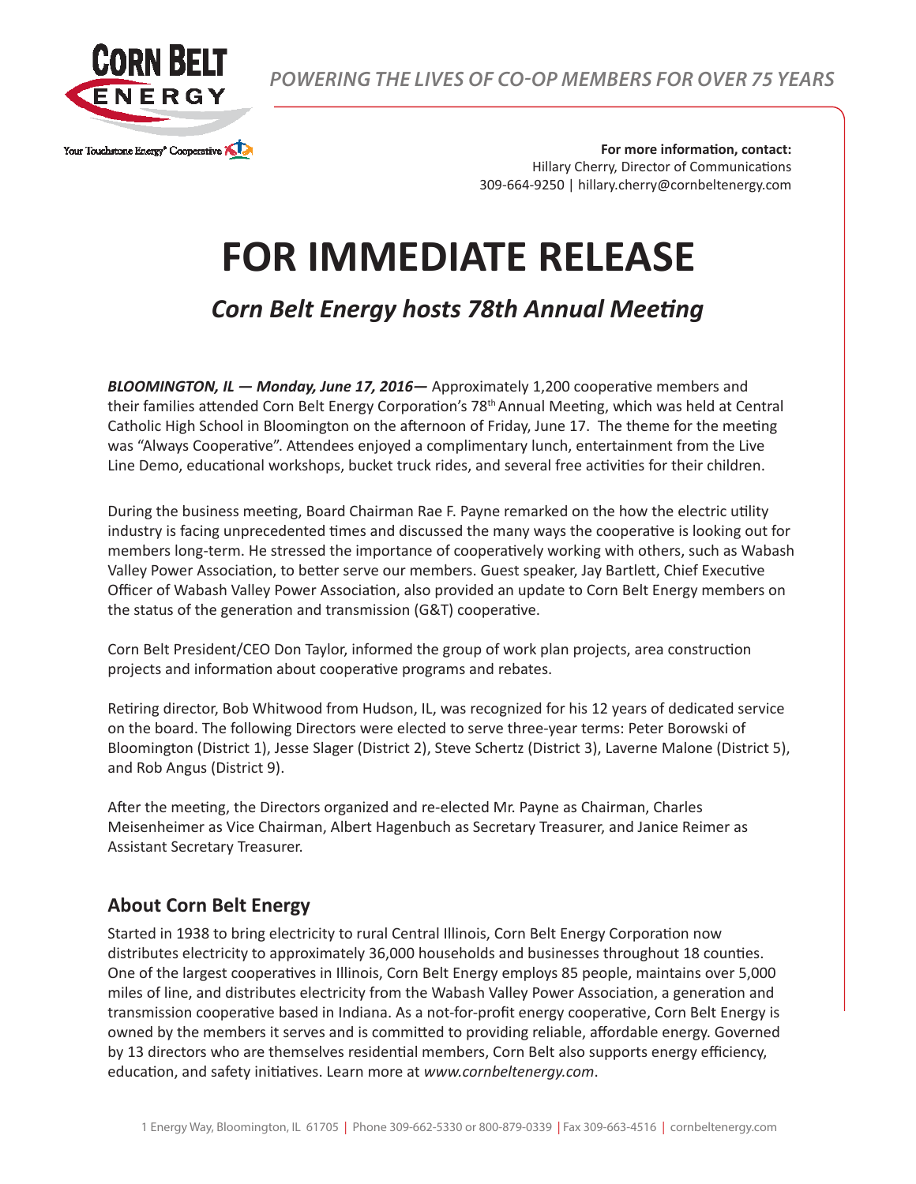**CORN BELT ENERGY**

Your Touchstone Energy® Cooperative

*POWERING THE LIVES OF CO-OP MEMBERS FOR OVER 75 YEARS*

**For more information, contact:**
Hillary Cherry, Director of Communications
309-664-9250 | hillary.cherry@cornbeltenergy.com

# FOR IMMEDIATE RELEASE

## *Corn Belt Energy hosts 78th Annual Meeting*

***BLOOMINGTON, IL — Monday, June 17, 2016—*** Approximately 1,200 cooperative members and their families attended Corn Belt Energy Corporation's 78th Annual Meeting, which was held at Central Catholic High School in Bloomington on the afternoon of Friday, June 17. The theme for the meeting was "Always Cooperative". Attendees enjoyed a complimentary lunch, entertainment from the Live Line Demo, educational workshops, bucket truck rides, and several free activities for their children.

During the business meeting, Board Chairman Rae F. Payne remarked on the how the electric utility industry is facing unprecedented times and discussed the many ways the cooperative is looking out for members long-term. He stressed the importance of cooperatively working with others, such as Wabash Valley Power Association, to better serve our members. Guest speaker, Jay Bartlett, Chief Executive Officer of Wabash Valley Power Association, also provided an update to Corn Belt Energy members on the status of the generation and transmission (G&T) cooperative.

Corn Belt President/CEO Don Taylor, informed the group of work plan projects, area construction projects and information about cooperative programs and rebates.

Retiring director, Bob Whitwood from Hudson, IL, was recognized for his 12 years of dedicated service on the board. The following Directors were elected to serve three-year terms: Peter Borowski of Bloomington (District 1), Jesse Slager (District 2), Steve Schertz (District 3), Laverne Malone (District 5), and Rob Angus (District 9).

After the meeting, the Directors organized and re-elected Mr. Payne as Chairman, Charles Meisenheimer as Vice Chairman, Albert Hagenbuch as Secretary Treasurer, and Janice Reimer as Assistant Secretary Treasurer.

## About Corn Belt Energy

Started in 1938 to bring electricity to rural Central Illinois, Corn Belt Energy Corporation now distributes electricity to approximately 36,000 households and businesses throughout 18 counties. One of the largest cooperatives in Illinois, Corn Belt Energy employs 85 people, maintains over 5,000 miles of line, and distributes electricity from the Wabash Valley Power Association, a generation and transmission cooperative based in Indiana. As a not-for-profit energy cooperative, Corn Belt Energy is owned by the members it serves and is committed to providing reliable, affordable energy. Governed by 13 directors who are themselves residential members, Corn Belt also supports energy efficiency, education, and safety initiatives. Learn more at *www.cornbeltenergy.com*.

1 Energy Way, Bloomington, IL 61705 | Phone 309-662-5330 or 800-879-0339 | Fax 309-663-4516 | cornbeltenergy.com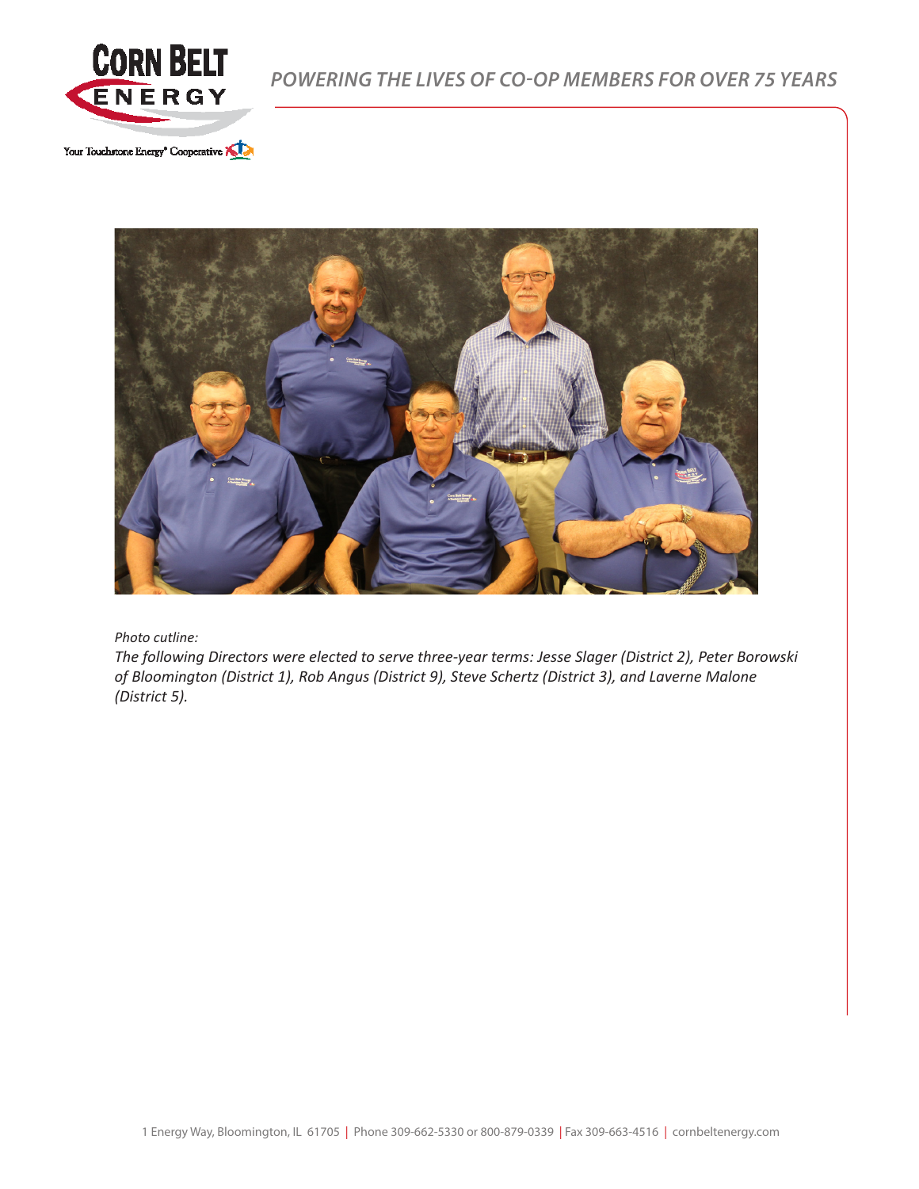*Photo cutline:*

*The following Directors were elected to serve three-year terms: Jesse Slager (District 2), Peter Borowski of Bloomington (District 1), Rob Angus (District 9), Steve Schertz (District 3), and Laverne Malone (District 5).*